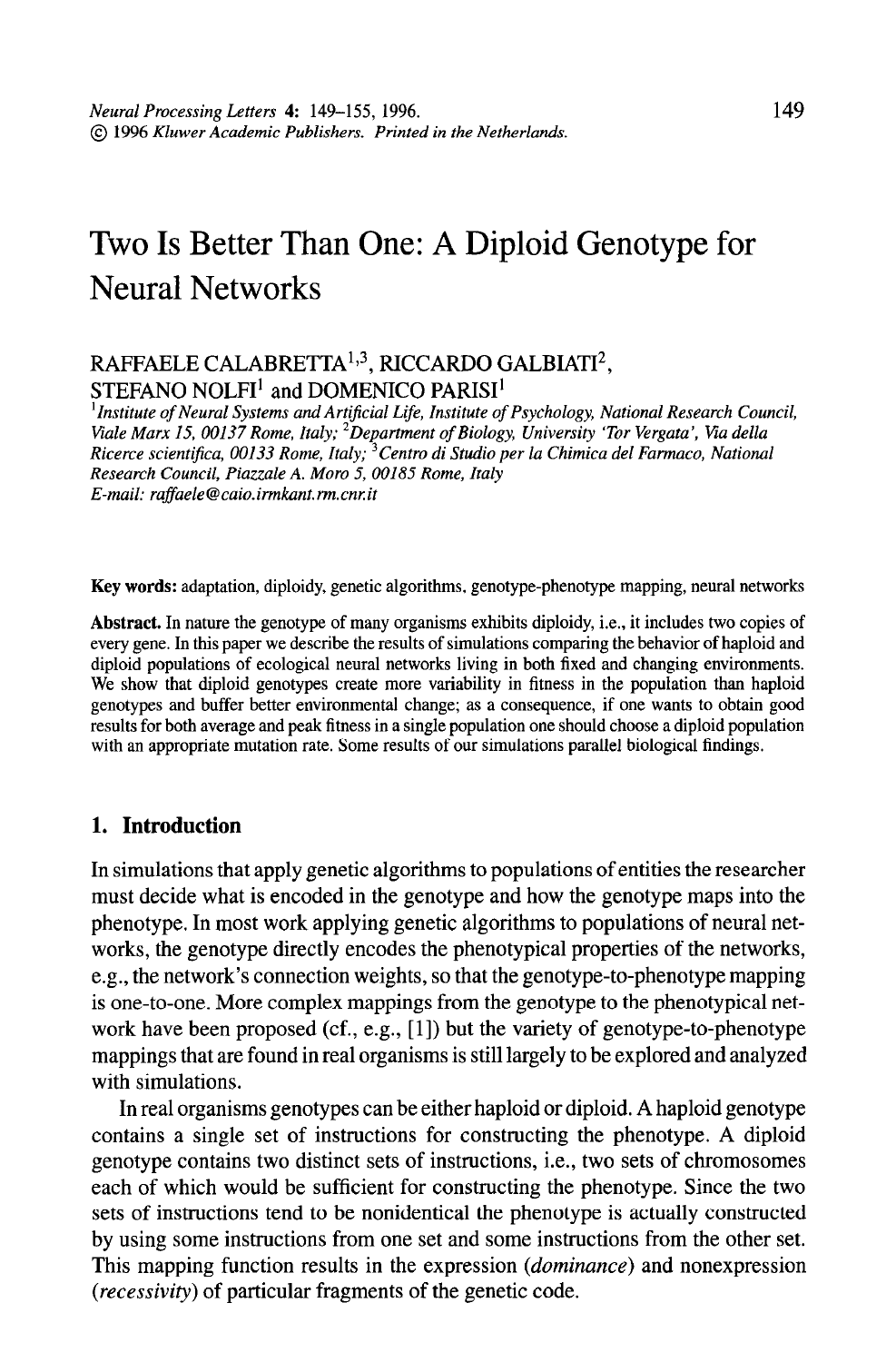# Two Is Better Than One: A Diploid Genotype for Neural Networks

RAFFAELE CALABRETTA[1,3], RICCARDO GALBIATI[2], STEFANO NOLFI[1] and DOMENICO PARISI[1]

[1]*Institute of Neural Systems and Artificial Life, Institute of Psychology, National Research Council, Viale Marx 15, 00137 Rome, Italy;* [2]*Department of Biology, University 'Tor Vergata', Via della Ricerce scientifica, 00133 Rome, Italy;* [3]*Centro di Studio per la Chimica del Farmaco, National Research Council, Piazzale A. Moro 5, 00185 Rome, Italy*

*E-mail: raffaele@caio.irmkant.rm.cnr.it*

**Key words:** adaptation, diploidy, genetic algorithms, genotype-phenotype mapping, neural networks

**Abstract.** In nature the genotype of many organisms exhibits diploidy, i.e., it includes two copies of every gene. In this paper we describe the results of simulations comparing the behavior of haploid and diploid populations of ecological neural networks living in both fixed and changing environments. We show that diploid genotypes create more variability in fitness in the population than haploid genotypes and buffer better environmental change; as a consequence, if one wants to obtain good results for both average and peak fitness in a single population one should choose a diploid population with an appropriate mutation rate. Some results of our simulations parallel biological findings.

## 1. Introduction

In simulations that apply genetic algorithms to populations of entities the researcher must decide what is encoded in the genotype and how the genotype maps into the phenotype. In most work applying genetic algorithms to populations of neural networks, the genotype directly encodes the phenotypical properties of the networks, e.g., the network's connection weights, so that the genotype-to-phenotype mapping is one-to-one. More complex mappings from the genotype to the phenotypical network have been proposed (cf., e.g., [1]) but the variety of genotype-to-phenotype mappings that are found in real organisms is still largely to be explored and analyzed with simulations.

In real organisms genotypes can be either haploid or diploid. A haploid genotype contains a single set of instructions for constructing the phenotype. A diploid genotype contains two distinct sets of instructions, i.e., two sets of chromosomes each of which would be sufficient for constructing the phenotype. Since the two sets of instructions tend to be nonidentical the phenotype is actually constructed by using some instructions from one set and some instructions from the other set. This mapping function results in the expression (*dominance*) and nonexpression (*recessivity*) of particular fragments of the genetic code.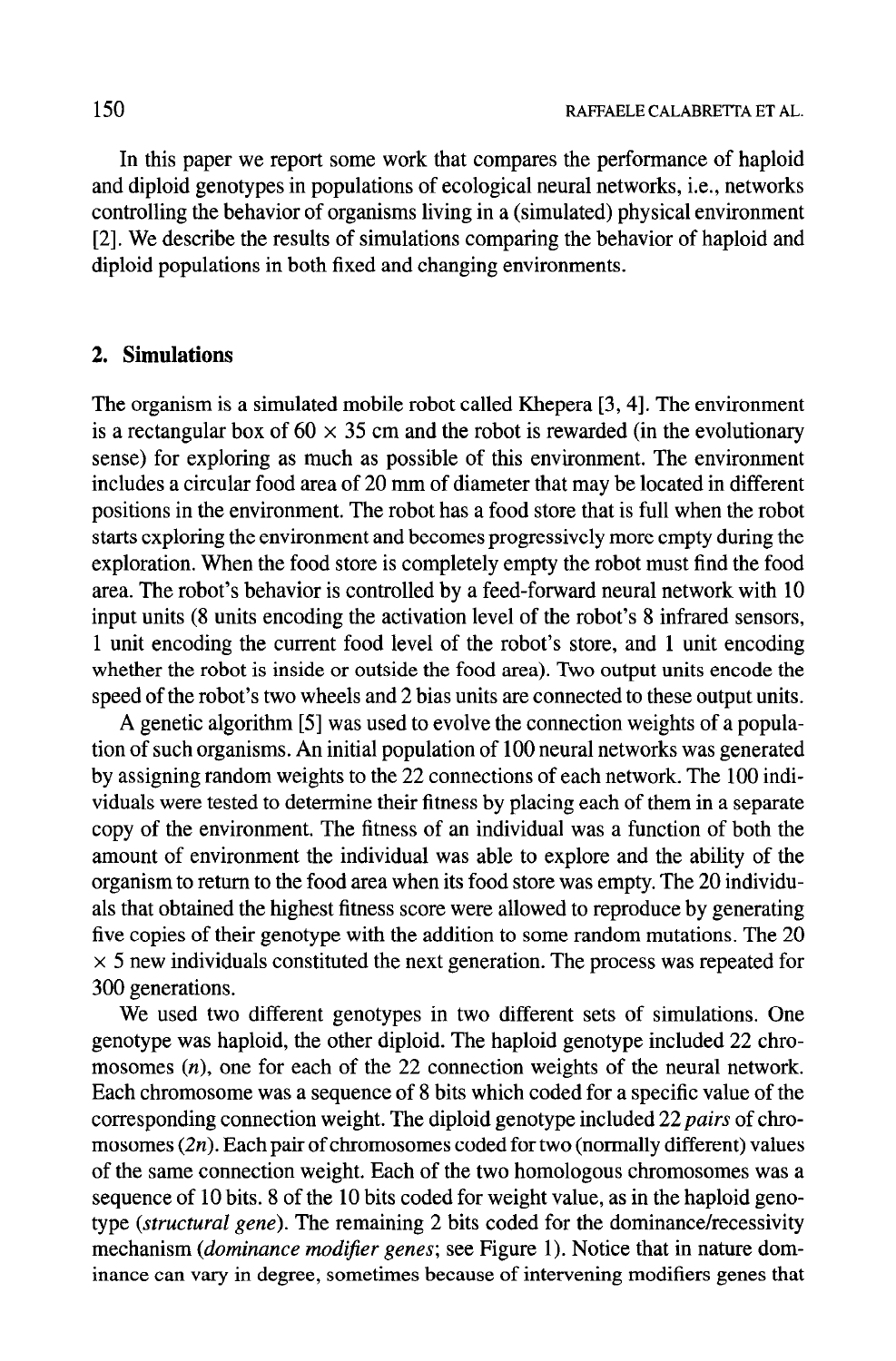In this paper we report some work that compares the performance of haploid and diploid genotypes in populations of ecological neural networks, i.e., networks controlling the behavior of organisms living in a (simulated) physical environment [2]. We describe the results of simulations comparing the behavior of haploid and diploid populations in both fixed and changing environments.

## 2. Simulations

The organism is a simulated mobile robot called Khepera [3, 4]. The environment is a rectangular box of 60 $\times$ 35 cm and the robot is rewarded (in the evolutionary sense) for exploring as much as possible of this environment. The environment includes a circular food area of 20 mm of diameter that may be located in different positions in the environment. The robot has a food store that is full when the robot starts exploring the environment and becomes progressively more empty during the exploration. When the food store is completely empty the robot must find the food area. The robot's behavior is controlled by a feed-forward neural network with 10 input units (8 units encoding the activation level of the robot's 8 infrared sensors, 1 unit encoding the current food level of the robot's store, and 1 unit encoding whether the robot is inside or outside the food area). Two output units encode the speed of the robot's two wheels and 2 bias units are connected to these output units.

A genetic algorithm [5] was used to evolve the connection weights of a population of such organisms. An initial population of 100 neural networks was generated by assigning random weights to the 22 connections of each network. The 100 individuals were tested to determine their fitness by placing each of them in a separate copy of the environment. The fitness of an individual was a function of both the amount of environment the individual was able to explore and the ability of the organism to return to the food area when its food store was empty. The 20 individuals that obtained the highest fitness score were allowed to reproduce by generating five copies of their genotype with the addition to some random mutations. The 20 $\times$ 5 new individuals constituted the next generation. The process was repeated for 300 generations.

We used two different genotypes in two different sets of simulations. One genotype was haploid, the other diploid. The haploid genotype included 22 chromosomes ($n$), one for each of the 22 connection weights of the neural network. Each chromosome was a sequence of 8 bits which coded for a specific value of the corresponding connection weight. The diploid genotype included 22 *pairs* of chromosomes ($2n$). Each pair of chromosomes coded for two (normally different) values of the same connection weight. Each of the two homologous chromosomes was a sequence of 10 bits. 8 of the 10 bits coded for weight value, as in the haploid genotype (*structural gene*). The remaining 2 bits coded for the dominance/recessivity mechanism (*dominance modifier genes*; see Figure 1). Notice that in nature dominance can vary in degree, sometimes because of intervening modifiers genes that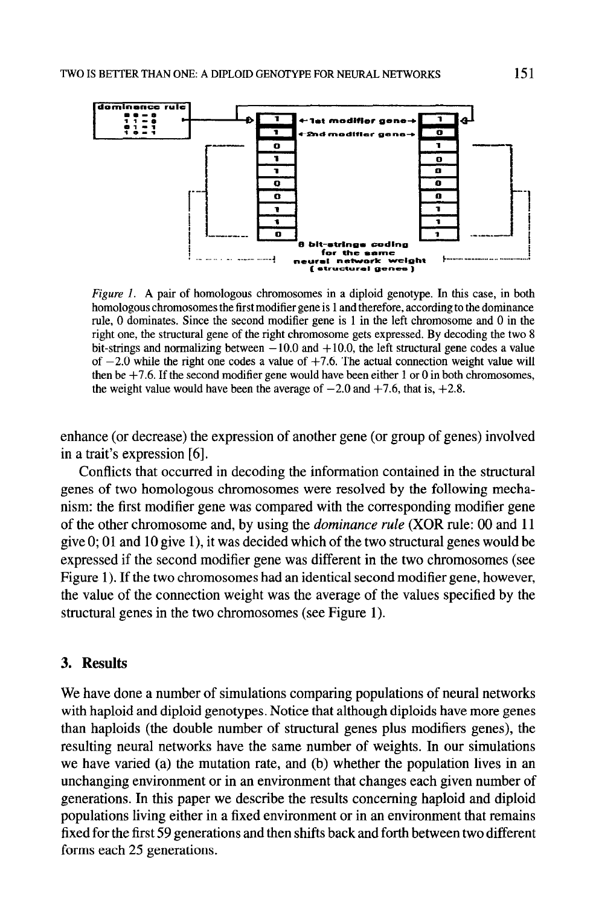*Figure 1.* A pair of homologous chromosomes in a diploid genotype. In this case, in both homologous chromosomes the first modifier gene is 1 and therefore, according to the dominance rule, 0 dominates. Since the second modifier gene is 1 in the left chromosome and 0 in the right one, the structural gene of the right chromosome gets expressed. By decoding the two 8 bit-strings and normalizing between $-10.0$ and $+10.0$, the left structural gene codes a value of $-2.0$ while the right one codes a value of $+7.6$. The actual connection weight value will then be $+7.6$. If the second modifier gene would have been either 1 or 0 in both chromosomes, the weight value would have been the average of $-2.0$ and $+7.6$, that is, $+2.8$.

enhance (or decrease) the expression of another gene (or group of genes) involved in a trait's expression [6].

Conflicts that occurred in decoding the information contained in the structural genes of two homologous chromosomes were resolved by the following mechanism: the first modifier gene was compared with the corresponding modifier gene of the other chromosome and, by using the *dominance rule* (XOR rule: 00 and 11 give 0; 01 and 10 give 1), it was decided which of the two structural genes would be expressed if the second modifier gene was different in the two chromosomes (see Figure 1). If the two chromosomes had an identical second modifier gene, however, the value of the connection weight was the average of the values specified by the structural genes in the two chromosomes (see Figure 1).

## 3. Results

We have done a number of simulations comparing populations of neural networks with haploid and diploid genotypes. Notice that although diploids have more genes than haploids (the double number of structural genes plus modifiers genes), the resulting neural networks have the same number of weights. In our simulations we have varied (a) the mutation rate, and (b) whether the population lives in an unchanging environment or in an environment that changes each given number of generations. In this paper we describe the results concerning haploid and diploid populations living either in a fixed environment or in an environment that remains fixed for the first 59 generations and then shifts back and forth between two different forms each 25 generations.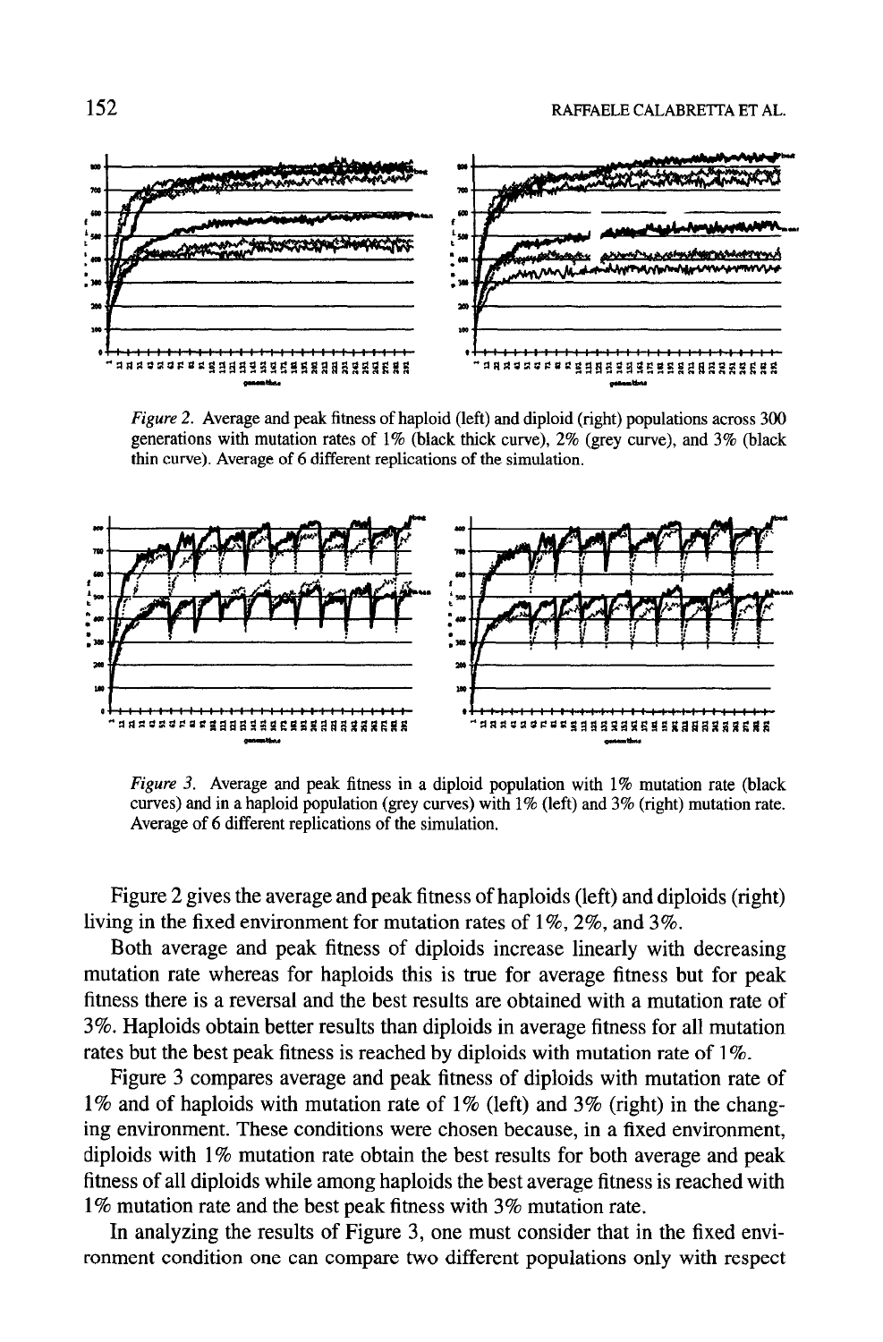*Figure 2.* Average and peak fitness of haploid (left) and diploid (right) populations across 300 generations with mutation rates of 1% (black thick curve), 2% (grey curve), and 3% (black thin curve). Average of 6 different replications of the simulation.

*Figure 3.* Average and peak fitness in a diploid population with 1% mutation rate (black curves) and in a haploid population (grey curves) with 1% (left) and 3% (right) mutation rate. Average of 6 different replications of the simulation.

Figure 2 gives the average and peak fitness of haploids (left) and diploids (right) living in the fixed environment for mutation rates of 1%, 2%, and 3%.

Both average and peak fitness of diploids increase linearly with decreasing mutation rate whereas for haploids this is true for average fitness but for peak fitness there is a reversal and the best results are obtained with a mutation rate of 3%. Haploids obtain better results than diploids in average fitness for all mutation rates but the best peak fitness is reached by diploids with mutation rate of 1%.

Figure 3 compares average and peak fitness of diploids with mutation rate of 1% and of haploids with mutation rate of 1% (left) and 3% (right) in the changing environment. These conditions were chosen because, in a fixed environment, diploids with 1% mutation rate obtain the best results for both average and peak fitness of all diploids while among haploids the best average fitness is reached with 1% mutation rate and the best peak fitness with 3% mutation rate.

In analyzing the results of Figure 3, one must consider that in the fixed environment condition one can compare two different populations only with respect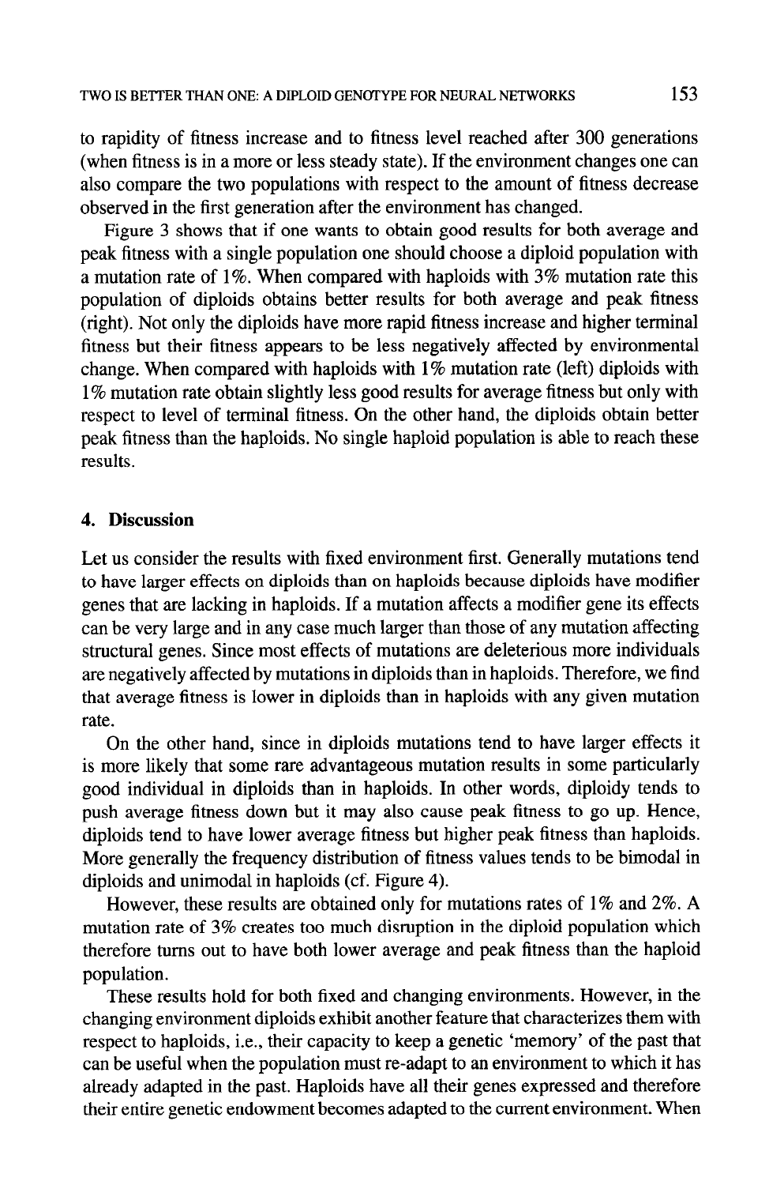to rapidity of fitness increase and to fitness level reached after 300 generations (when fitness is in a more or less steady state). If the environment changes one can also compare the two populations with respect to the amount of fitness decrease observed in the first generation after the environment has changed.

Figure 3 shows that if one wants to obtain good results for both average and peak fitness with a single population one should choose a diploid population with a mutation rate of 1%. When compared with haploids with 3% mutation rate this population of diploids obtains better results for both average and peak fitness (right). Not only the diploids have more rapid fitness increase and higher terminal fitness but their fitness appears to be less negatively affected by environmental change. When compared with haploids with 1% mutation rate (left) diploids with 1% mutation rate obtain slightly less good results for average fitness but only with respect to level of terminal fitness. On the other hand, the diploids obtain better peak fitness than the haploids. No single haploid population is able to reach these results.

## 4. Discussion

Let us consider the results with fixed environment first. Generally mutations tend to have larger effects on diploids than on haploids because diploids have modifier genes that are lacking in haploids. If a mutation affects a modifier gene its effects can be very large and in any case much larger than those of any mutation affecting structural genes. Since most effects of mutations are deleterious more individuals are negatively affected by mutations in diploids than in haploids. Therefore, we find that average fitness is lower in diploids than in haploids with any given mutation rate.

On the other hand, since in diploids mutations tend to have larger effects it is more likely that some rare advantageous mutation results in some particularly good individual in diploids than in haploids. In other words, diploidy tends to push average fitness down but it may also cause peak fitness to go up. Hence, diploids tend to have lower average fitness but higher peak fitness than haploids. More generally the frequency distribution of fitness values tends to be bimodal in diploids and unimodal in haploids (cf. Figure 4).

However, these results are obtained only for mutations rates of 1% and 2%. A mutation rate of 3% creates too much disruption in the diploid population which therefore turns out to have both lower average and peak fitness than the haploid population.

These results hold for both fixed and changing environments. However, in the changing environment diploids exhibit another feature that characterizes them with respect to haploids, i.e., their capacity to keep a genetic 'memory' of the past that can be useful when the population must re-adapt to an environment to which it has already adapted in the past. Haploids have all their genes expressed and therefore their entire genetic endowment becomes adapted to the current environment. When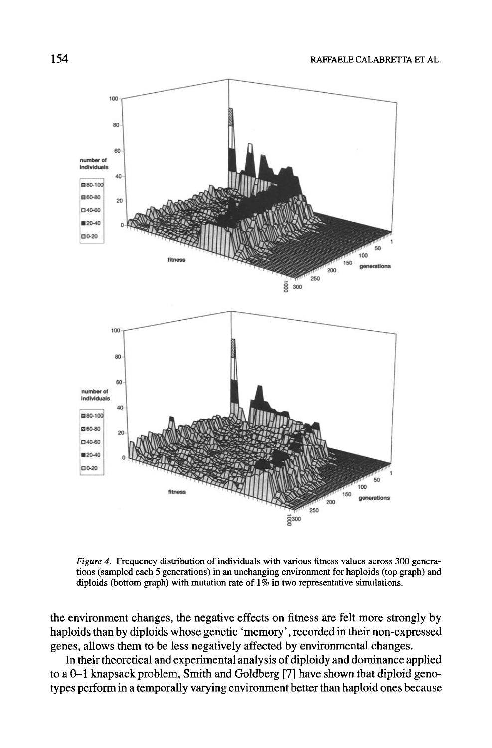*Figure 4.* Frequency distribution of individuals with various fitness values across 300 generations (sampled each 5 generations) in an unchanging environment for haploids (top graph) and diploids (bottom graph) with mutation rate of 1% in two representative simulations.

the environment changes, the negative effects on fitness are felt more strongly by haploids than by diploids whose genetic 'memory', recorded in their non-expressed genes, allows them to be less negatively affected by environmental changes.

In their theoretical and experimental analysis of diploidy and dominance applied to a 0–1 knapsack problem, Smith and Goldberg [7] have shown that diploid genotypes perform in a temporally varying environment better than haploid ones because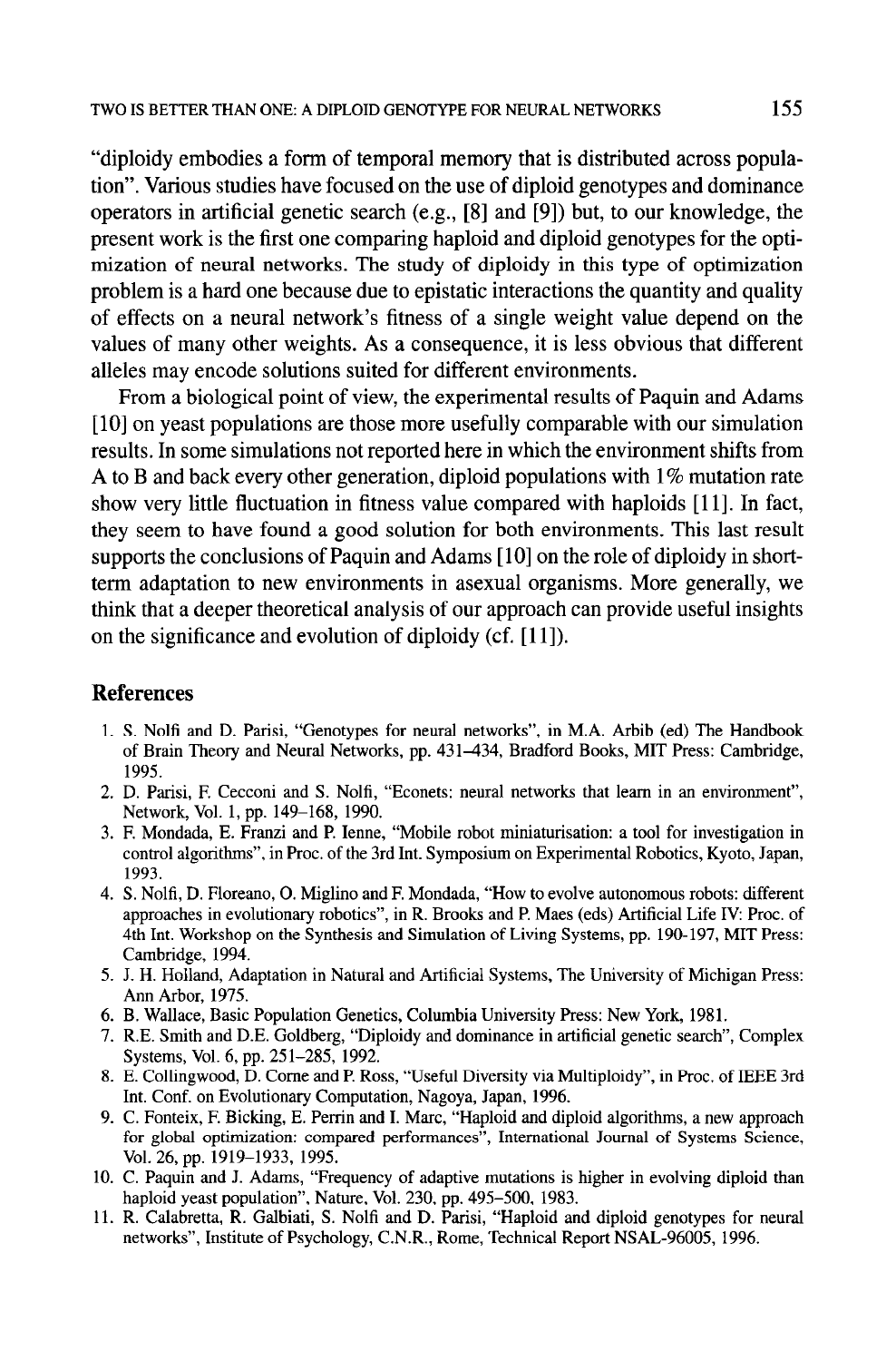"diploidy embodies a form of temporal memory that is distributed across population". Various studies have focused on the use of diploid genotypes and dominance operators in artificial genetic search (e.g., [8] and [9]) but, to our knowledge, the present work is the first one comparing haploid and diploid genotypes for the optimization of neural networks. The study of diploidy in this type of optimization problem is a hard one because due to epistatic interactions the quantity and quality of effects on a neural network's fitness of a single weight value depend on the values of many other weights. As a consequence, it is less obvious that different alleles may encode solutions suited for different environments.

From a biological point of view, the experimental results of Paquin and Adams [10] on yeast populations are those more usefully comparable with our simulation results. In some simulations not reported here in which the environment shifts from A to B and back every other generation, diploid populations with 1% mutation rate show very little fluctuation in fitness value compared with haploids [11]. In fact, they seem to have found a good solution for both environments. This last result supports the conclusions of Paquin and Adams [10] on the role of diploidy in short-term adaptation to new environments in asexual organisms. More generally, we think that a deeper theoretical analysis of our approach can provide useful insights on the significance and evolution of diploidy (cf. [11]).

## References

1. S. Nolfi and D. Parisi, "Genotypes for neural networks", in M.A. Arbib (ed) The Handbook of Brain Theory and Neural Networks, pp. 431–434, Bradford Books, MIT Press: Cambridge, 1995.
2. D. Parisi, F. Cecconi and S. Nolfi, "Econets: neural networks that learn in an environment", Network, Vol. 1, pp. 149–168, 1990.
3. F. Mondada, E. Franzi and P. Ienne, "Mobile robot miniaturisation: a tool for investigation in control algorithms", in Proc. of the 3rd Int. Symposium on Experimental Robotics, Kyoto, Japan, 1993.
4. S. Nolfi, D. Floreano, O. Miglino and F. Mondada, "How to evolve autonomous robots: different approaches in evolutionary robotics", in R. Brooks and P. Maes (eds) Artificial Life IV: Proc. of 4th Int. Workshop on the Synthesis and Simulation of Living Systems, pp. 190-197, MIT Press: Cambridge, 1994.
5. J. H. Holland, Adaptation in Natural and Artificial Systems, The University of Michigan Press: Ann Arbor, 1975.
6. B. Wallace, Basic Population Genetics, Columbia University Press: New York, 1981.
7. R.E. Smith and D.E. Goldberg, "Diploidy and dominance in artificial genetic search", Complex Systems, Vol. 6, pp. 251–285, 1992.
8. E. Collingwood, D. Corne and P. Ross, "Useful Diversity via Multiploidy", in Proc. of IEEE 3rd Int. Conf. on Evolutionary Computation, Nagoya, Japan, 1996.
9. C. Fonteix, F. Bicking, E. Perrin and I. Marc, "Haploid and diploid algorithms, a new approach for global optimization: compared performances", International Journal of Systems Science, Vol. 26, pp. 1919–1933, 1995.
10. C. Paquin and J. Adams, "Frequency of adaptive mutations is higher in evolving diploid than haploid yeast population", Nature, Vol. 230, pp. 495–500, 1983.
11. R. Calabretta, R. Galbiati, S. Nolfi and D. Parisi, "Haploid and diploid genotypes for neural networks", Institute of Psychology, C.N.R., Rome, Technical Report NSAL-96005, 1996.